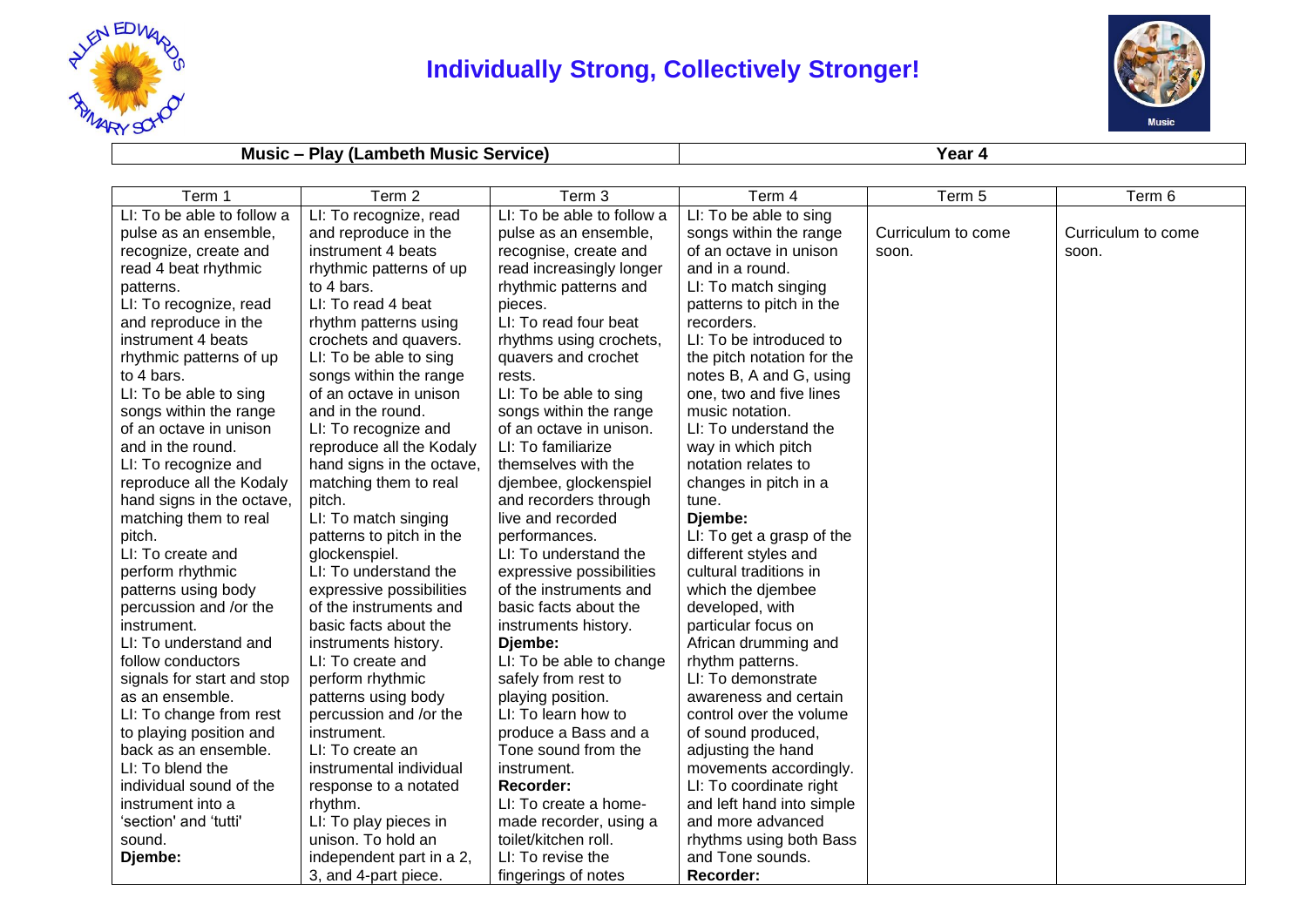# Individually Strong, Collectively Stronger!

| Music – Play (Lambeth Music Service) | Year 4 |
|---|---|

| Term 1 | Term 2 | Term 3 | Term 4 | Term 5 | Term 6 |
|---|---|---|---|---|---|
| LI: To be able to follow a pulse as an ensemble, recognize, create and read 4 beat rhythmic patterns.<br>LI: To recognize, read and reproduce in the instrument 4 beats rhythmic patterns of up to 4 bars.<br>LI: To be able to sing songs within the range of an octave in unison and in the round.<br>LI: To recognize and reproduce all the Kodaly hand signs in the octave, matching them to real pitch.<br>LI: To create and perform rhythmic patterns using body percussion and /or the instrument.<br>LI: To understand and follow conductors signals for start and stop as an ensemble.<br>LI: To change from rest to playing position and back as an ensemble.<br>LI: To blend the individual sound of the instrument into a 'section' and 'tutti' sound.<br>**Djembe:** | LI: To recognize, read and reproduce in the instrument 4 beats rhythmic patterns of up to 4 bars.<br>LI: To read 4 beat rhythm patterns using crochets and quavers.<br>LI: To be able to sing songs within the range of an octave in unison and in the round.<br>LI: To recognize and reproduce all the Kodaly hand signs in the octave, matching them to real pitch.<br>LI: To match singing patterns to pitch in the glockenspiel.<br>LI: To understand the expressive possibilities of the instruments and basic facts about the instruments history.<br>LI: To create and perform rhythmic patterns using body percussion and /or the instrument.<br>LI: To create an instrumental individual response to a notated rhythm.<br>LI: To play pieces in unison. To hold an independent part in a 2, 3, and 4-part piece. | LI: To be able to follow a pulse as an ensemble, recognise, create and read increasingly longer rhythmic patterns and pieces.<br>LI: To read four beat rhythms using crochets, quavers and crochet rests.<br>LI: To be able to sing songs within the range of an octave in unison.<br>LI: To familiarize themselves with the djembee, glockenspiel and recorders through live and recorded performances.<br>LI: To understand the expressive possibilities of the instruments and basic facts about the instruments history.<br>**Djembe:**<br>LI: To be able to change safely from rest to playing position.<br>LI: To learn how to produce a Bass and a Tone sound from the instrument.<br>**Recorder:**<br>LI: To create a home-made recorder, using a toilet/kitchen roll.<br>LI: To revise the fingerings of notes | LI: To be able to sing songs within the range of an octave in unison and in a round.<br>LI: To match singing patterns to pitch in the recorders.<br>LI: To be introduced to the pitch notation for the notes B, A and G, using one, two and five lines music notation.<br>LI: To understand the way in which pitch notation relates to changes in pitch in a tune.<br>**Djembe:**<br>LI: To get a grasp of the different styles and cultural traditions in which the djembee developed, with particular focus on African drumming and rhythm patterns.<br>LI: To demonstrate awareness and certain control over the volume of sound produced, adjusting the hand movements accordingly.<br>LI: To coordinate right and left hand into simple and more advanced rhythms using both Bass and Tone sounds.<br>**Recorder:** | Curriculum to come soon. | Curriculum to come soon. |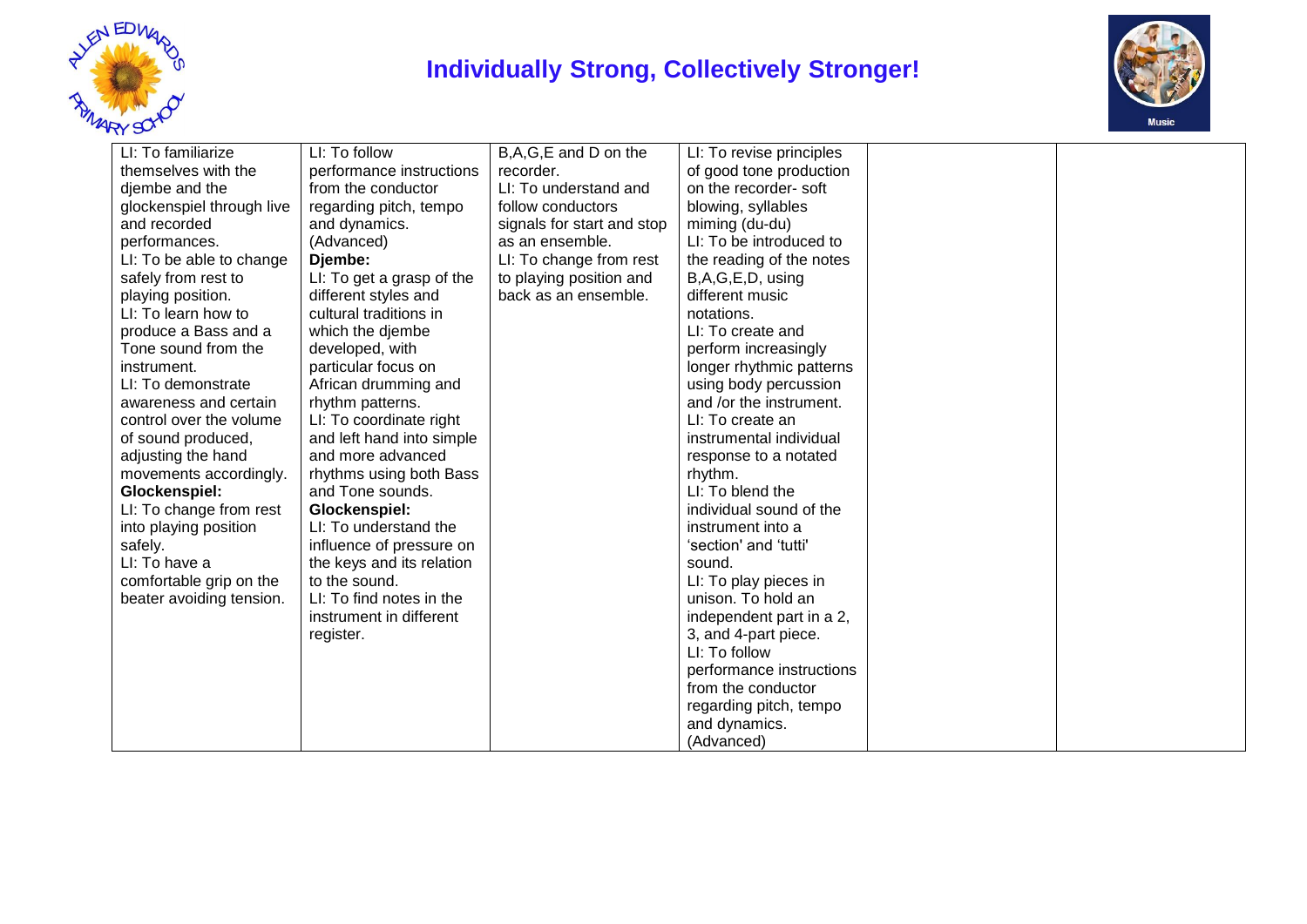# Individually Strong, Collectively Stronger!

| | | | | | |
|---|---|---|---|---|---|
| LI: To familiarize themselves with the djembe and the glockenspiel through live and recorded performances.<br>LI: To be able to change safely from rest to playing position.<br>LI: To learn how to produce a Bass and a Tone sound from the instrument.<br>LI: To demonstrate awareness and certain control over the volume of sound produced, adjusting the hand movements accordingly.<br>**Glockenspiel:**<br>LI: To change from rest into playing position safely.<br>LI: To have a comfortable grip on the beater avoiding tension. | LI: To follow performance instructions from the conductor regarding pitch, tempo and dynamics. (Advanced)<br>**Djembe:**<br>LI: To get a grasp of the different styles and cultural traditions in which the djembe developed, with particular focus on African drumming and rhythm patterns.<br>LI: To coordinate right and left hand into simple and more advanced rhythms using both Bass and Tone sounds.<br>**Glockenspiel:**<br>LI: To understand the influence of pressure on the keys and its relation to the sound.<br>LI: To find notes in the instrument in different register. | B,A,G,E and D on the recorder.<br>LI: To understand and follow conductors signals for start and stop as an ensemble.<br>LI: To change from rest to playing position and back as an ensemble. | LI: To revise principles of good tone production on the recorder- soft blowing, syllables miming (du-du)<br>LI: To be introduced to the reading of the notes B,A,G,E,D, using different music notations.<br>LI: To create and perform increasingly longer rhythmic patterns using body percussion and /or the instrument.<br>LI: To create an instrumental individual response to a notated rhythm.<br>LI: To blend the individual sound of the instrument into a 'section' and 'tutti' sound.<br>LI: To play pieces in unison. To hold an independent part in a 2, 3, and 4-part piece.<br>LI: To follow performance instructions from the conductor regarding pitch, tempo and dynamics. (Advanced) | | |